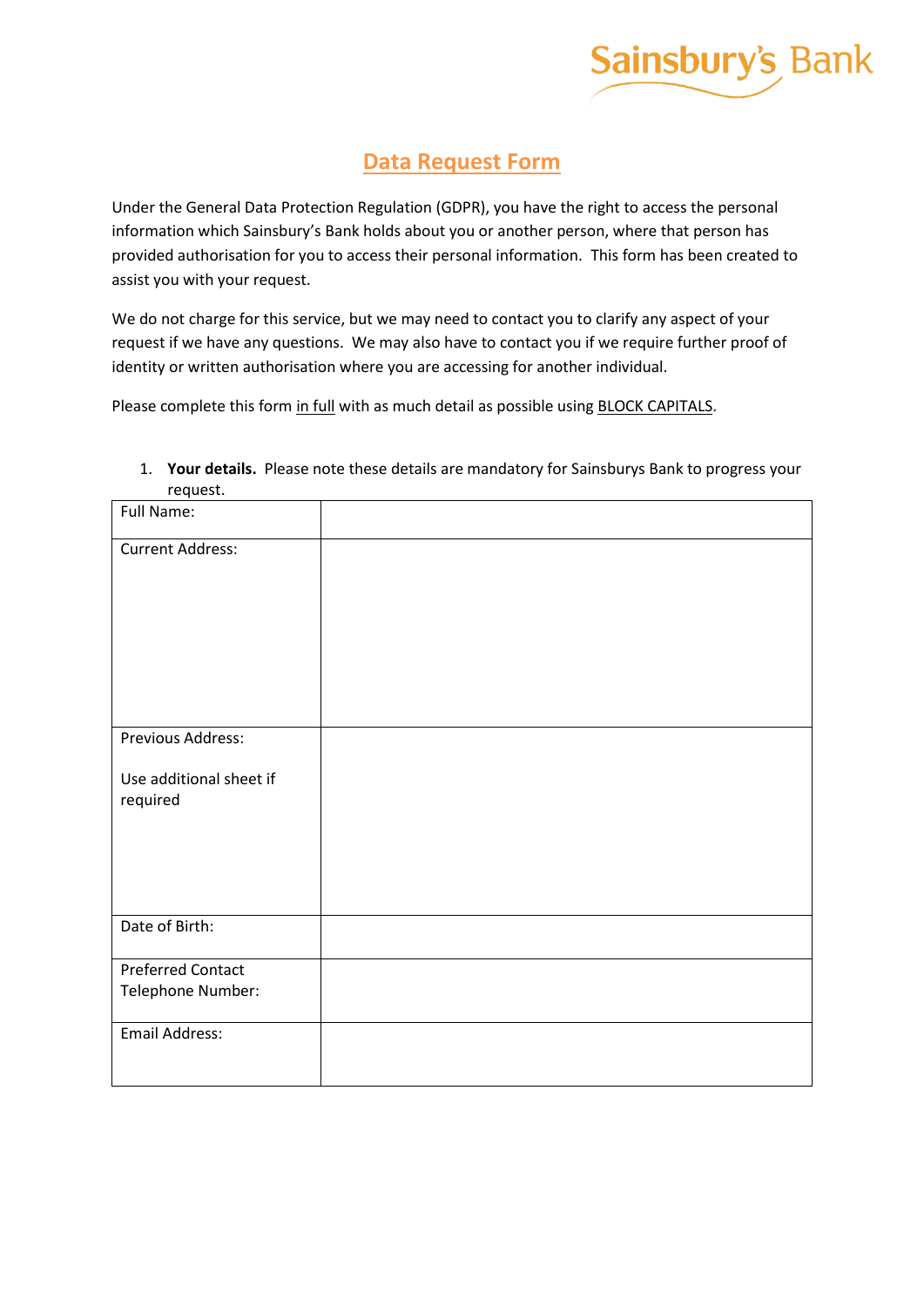Sainsbury's Bank

# Data Request Form

Under the General Data Protection Regulation (GDPR), you have the right to access the personal information which Sainsbury's Bank holds about you or another person, where that person has provided authorisation for you to access their personal information. This form has been created to assist you with your request.

We do not charge for this service, but we may need to contact you to clarify any aspect of your request if we have any questions. We may also have to contact you if we require further proof of identity or written authorisation where you are accessing for another individual.

Please complete this form in full with as much detail as possible using BLOCK CAPITALS.

1. **Your details.** Please note these details are mandatory for Sainsburys Bank to progress your request.

| | |
|---|---|
| Full Name: | |
| Current Address: | |
| Previous Address:<br><br>Use additional sheet if required | |
| Date of Birth: | |
| Preferred Contact Telephone Number: | |
| Email Address: | |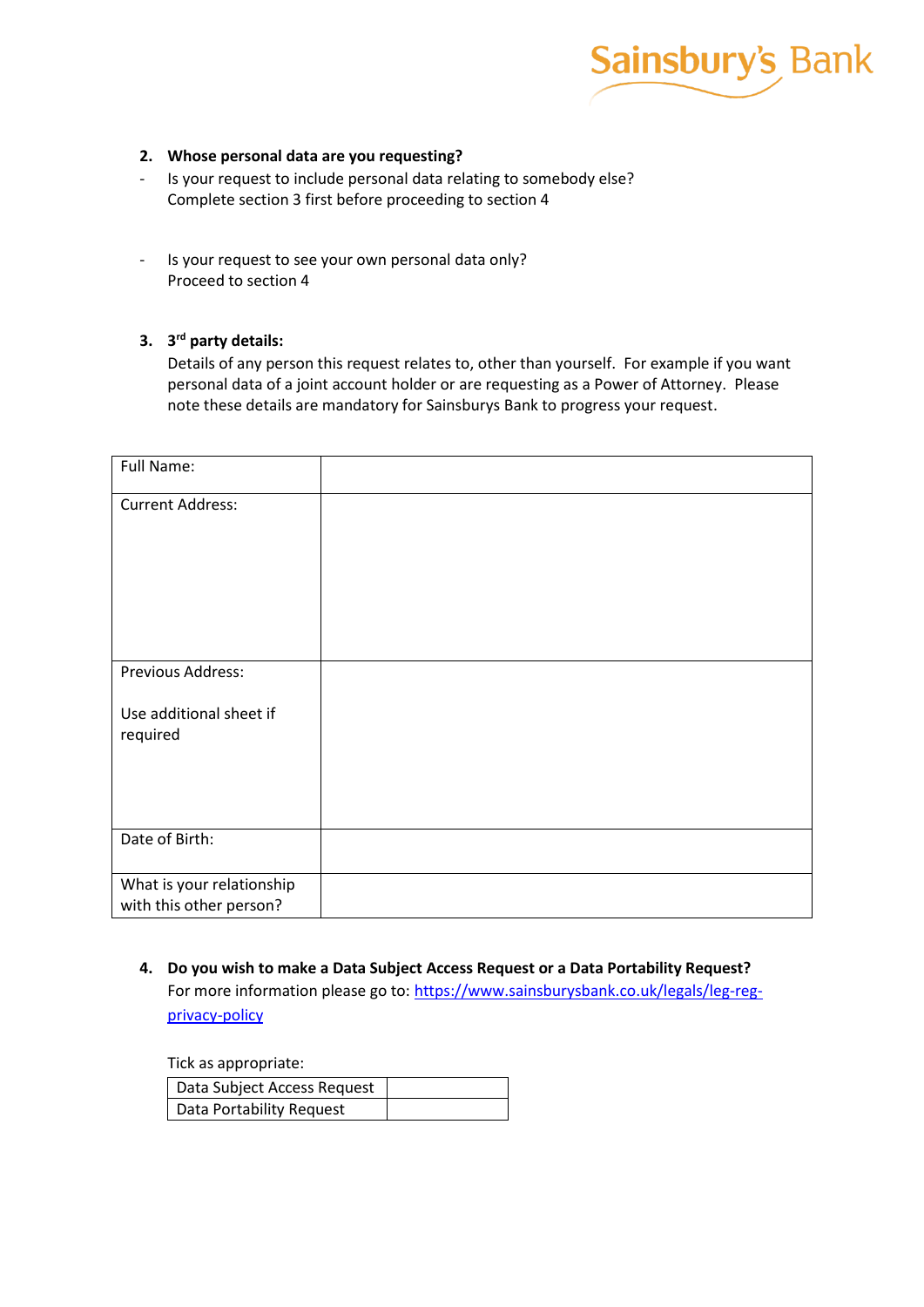**2. Whose personal data are you requesting?**

- Is your request to include personal data relating to somebody else?
  Complete section 3 first before proceeding to section 4

- Is your request to see your own personal data only?
  Proceed to section 4

**3. 3rd party details:**

Details of any person this request relates to, other than yourself. For example if you want personal data of a joint account holder or are requesting as a Power of Attorney. Please note these details are mandatory for Sainsburys Bank to progress your request.

| Full Name: | |
|---|---|
| Current Address: | |
| Previous Address:<br><br>Use additional sheet if required | |
| Date of Birth: | |
| What is your relationship with this other person? | |

**4. Do you wish to make a Data Subject Access Request or a Data Portability Request?**

For more information please go to: [https://www.sainsburysbank.co.uk/legals/leg-reg-privacy-policy](https://www.sainsburysbank.co.uk/legals/leg-reg-privacy-policy)

Tick as appropriate:

| Data Subject Access Request | |
|---|---|
| Data Portability Request | |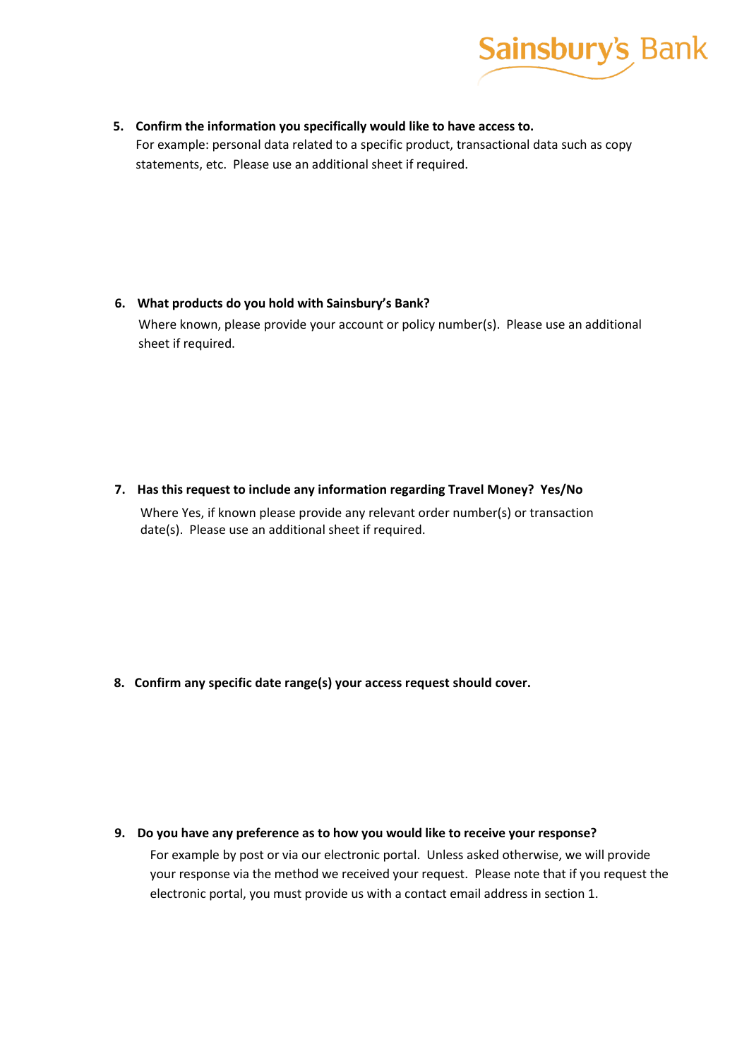5. **Confirm the information you specifically would like to have access to.**
   For example: personal data related to a specific product, transactional data such as copy statements, etc. Please use an additional sheet if required.

6. **What products do you hold with Sainsbury's Bank?**
   Where known, please provide your account or policy number(s). Please use an additional sheet if required.

7. **Has this request to include any information regarding Travel Money? Yes/No**
   Where Yes, if known please provide any relevant order number(s) or transaction date(s). Please use an additional sheet if required.

8. **Confirm any specific date range(s) your access request should cover.**

9. **Do you have any preference as to how you would like to receive your response?**
   For example by post or via our electronic portal. Unless asked otherwise, we will provide your response via the method we received your request. Please note that if you request the electronic portal, you must provide us with a contact email address in section 1.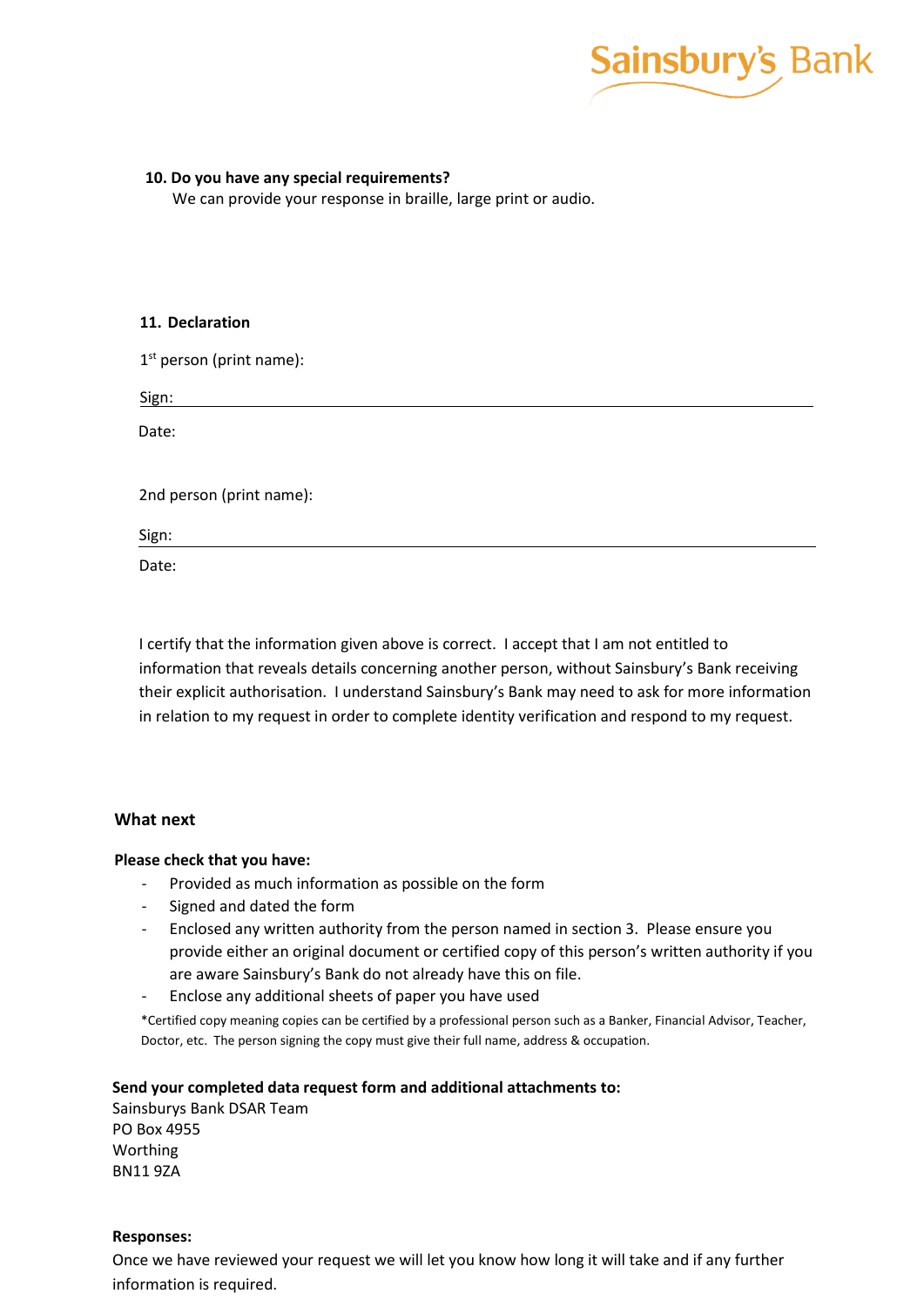**10. Do you have any special requirements?**

We can provide your response in braille, large print or audio.

**11. Declaration**

1st person (print name):

Sign:

Date:

2nd person (print name):

Sign:

Date:

I certify that the information given above is correct. I accept that I am not entitled to information that reveals details concerning another person, without Sainsbury's Bank receiving their explicit authorisation. I understand Sainsbury's Bank may need to ask for more information in relation to my request in order to complete identity verification and respond to my request.

## What next

**Please check that you have:**

- Provided as much information as possible on the form
- Signed and dated the form
- Enclosed any written authority from the person named in section 3. Please ensure you provide either an original document or certified copy of this person's written authority if you are aware Sainsbury's Bank do not already have this on file.
- Enclose any additional sheets of paper you have used

*Certified copy meaning copies can be certified by a professional person such as a Banker, Financial Advisor, Teacher, Doctor, etc. The person signing the copy must give their full name, address & occupation.

**Send your completed data request form and additional attachments to:**

Sainsburys Bank DSAR Team
PO Box 4955
Worthing
BN11 9ZA

**Responses:**

Once we have reviewed your request we will let you know how long it will take and if any further information is required.